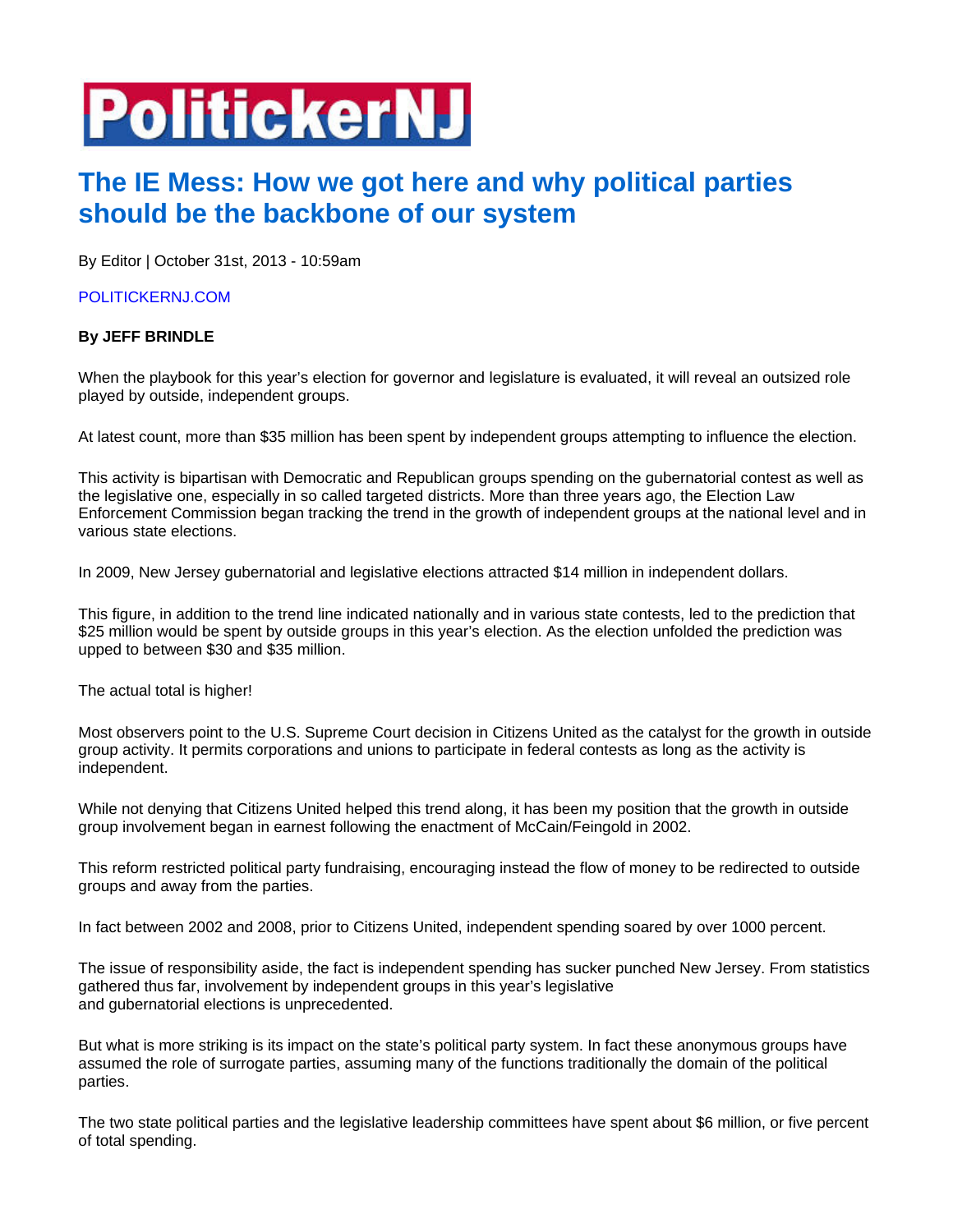# PolitickerNJ

## The IE Mess: How we got here and why political parties should be the backbone of our system

By Editor | October 31st, 2013 - 10:59am

POLITICKERNJ.COM

**By JEFF BRINDLE**

When the playbook for this year's election for governor and legislature is evaluated, it will reveal an outsized role played by outside, independent groups.

At latest count, more than $35 million has been spent by independent groups attempting to influence the election.

This activity is bipartisan with Democratic and Republican groups spending on the gubernatorial contest as well as the legislative one, especially in so called targeted districts. More than three years ago, the Election Law Enforcement Commission began tracking the trend in the growth of independent groups at the national level and in various state elections.

In 2009, New Jersey gubernatorial and legislative elections attracted $14 million in independent dollars.

This figure, in addition to the trend line indicated nationally and in various state contests, led to the prediction that $25 million would be spent by outside groups in this year's election. As the election unfolded the prediction was upped to between $30 and $35 million.

The actual total is higher!

Most observers point to the U.S. Supreme Court decision in Citizens United as the catalyst for the growth in outside group activity. It permits corporations and unions to participate in federal contests as long as the activity is independent.

While not denying that Citizens United helped this trend along, it has been my position that the growth in outside group involvement began in earnest following the enactment of McCain/Feingold in 2002.

This reform restricted political party fundraising, encouraging instead the flow of money to be redirected to outside groups and away from the parties.

In fact between 2002 and 2008, prior to Citizens United, independent spending soared by over 1000 percent.

The issue of responsibility aside, the fact is independent spending has sucker punched New Jersey. From statistics gathered thus far, involvement by independent groups in this year's legislative and gubernatorial elections is unprecedented.

But what is more striking is its impact on the state's political party system. In fact these anonymous groups have assumed the role of surrogate parties, assuming many of the functions traditionally the domain of the political parties.

The two state political parties and the legislative leadership committees have spent about $6 million, or five percent of total spending.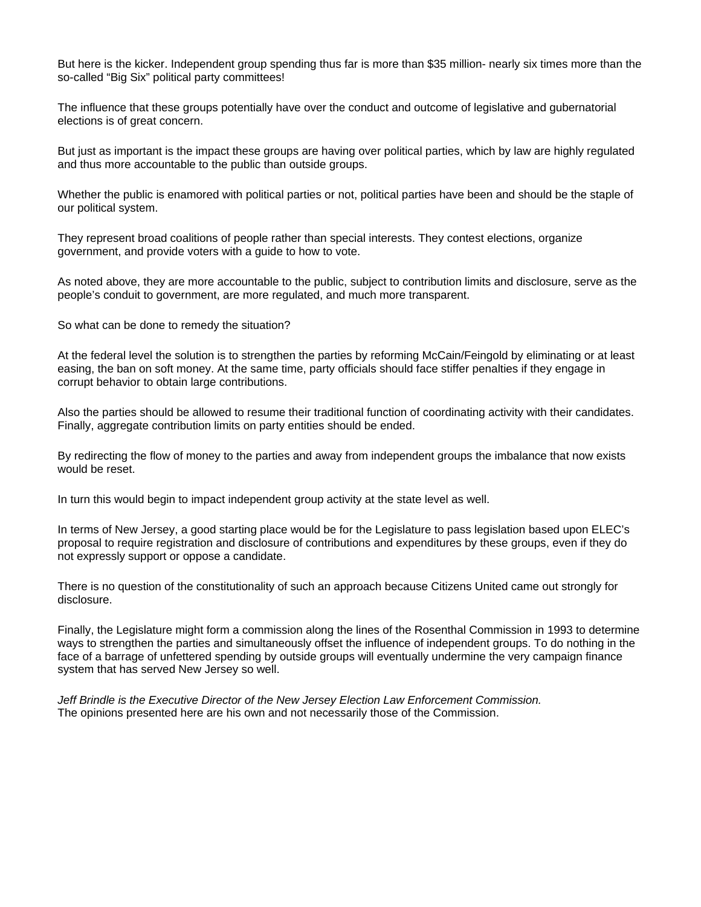But here is the kicker. Independent group spending thus far is more than $35 million- nearly six times more than the so-called "Big Six" political party committees!

The influence that these groups potentially have over the conduct and outcome of legislative and gubernatorial elections is of great concern.

But just as important is the impact these groups are having over political parties, which by law are highly regulated and thus more accountable to the public than outside groups.

Whether the public is enamored with political parties or not, political parties have been and should be the staple of our political system.

They represent broad coalitions of people rather than special interests. They contest elections, organize government, and provide voters with a guide to how to vote.

As noted above, they are more accountable to the public, subject to contribution limits and disclosure, serve as the people's conduit to government, are more regulated, and much more transparent.

So what can be done to remedy the situation?

At the federal level the solution is to strengthen the parties by reforming McCain/Feingold by eliminating or at least easing, the ban on soft money. At the same time, party officials should face stiffer penalties if they engage in corrupt behavior to obtain large contributions.

Also the parties should be allowed to resume their traditional function of coordinating activity with their candidates. Finally, aggregate contribution limits on party entities should be ended.

By redirecting the flow of money to the parties and away from independent groups the imbalance that now exists would be reset.

In turn this would begin to impact independent group activity at the state level as well.

In terms of New Jersey, a good starting place would be for the Legislature to pass legislation based upon ELEC's proposal to require registration and disclosure of contributions and expenditures by these groups, even if they do not expressly support or oppose a candidate.

There is no question of the constitutionality of such an approach because Citizens United came out strongly for disclosure.

Finally, the Legislature might form a commission along the lines of the Rosenthal Commission in 1993 to determine ways to strengthen the parties and simultaneously offset the influence of independent groups. To do nothing in the face of a barrage of unfettered spending by outside groups will eventually undermine the very campaign finance system that has served New Jersey so well.

*Jeff Brindle is the Executive Director of the New Jersey Election Law Enforcement Commission.*
The opinions presented here are his own and not necessarily those of the Commission.